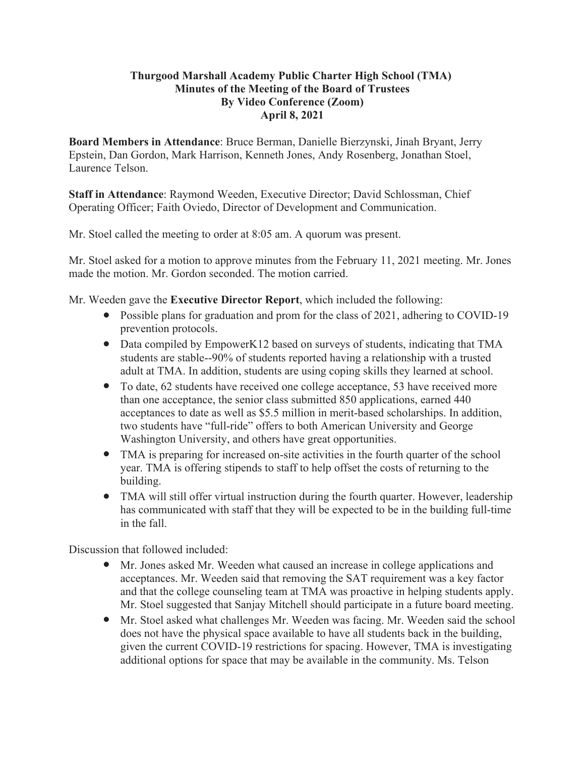**Thurgood Marshall Academy Public Charter High School (TMA)**
**Minutes of the Meeting of the Board of Trustees**
**By Video Conference (Zoom)**
**April 8, 2021**

**Board Members in Attendance**: Bruce Berman, Danielle Bierzynski, Jinah Bryant, Jerry Epstein, Dan Gordon, Mark Harrison, Kenneth Jones, Andy Rosenberg, Jonathan Stoel, Laurence Telson.

**Staff in Attendance**: Raymond Weeden, Executive Director; David Schlossman, Chief Operating Officer; Faith Oviedo, Director of Development and Communication.

Mr. Stoel called the meeting to order at 8:05 am. A quorum was present.

Mr. Stoel asked for a motion to approve minutes from the February 11, 2021 meeting. Mr. Jones made the motion. Mr. Gordon seconded. The motion carried.

Mr. Weeden gave the **Executive Director Report**, which included the following:

- Possible plans for graduation and prom for the class of 2021, adhering to COVID-19 prevention protocols.
- Data compiled by EmpowerK12 based on surveys of students, indicating that TMA students are stable--90% of students reported having a relationship with a trusted adult at TMA. In addition, students are using coping skills they learned at school.
- To date, 62 students have received one college acceptance, 53 have received more than one acceptance, the senior class submitted 850 applications, earned 440 acceptances to date as well as $5.5 million in merit-based scholarships. In addition, two students have "full-ride" offers to both American University and George Washington University, and others have great opportunities.
- TMA is preparing for increased on-site activities in the fourth quarter of the school year. TMA is offering stipends to staff to help offset the costs of returning to the building.
- TMA will still offer virtual instruction during the fourth quarter. However, leadership has communicated with staff that they will be expected to be in the building full-time in the fall.

Discussion that followed included:

- Mr. Jones asked Mr. Weeden what caused an increase in college applications and acceptances. Mr. Weeden said that removing the SAT requirement was a key factor and that the college counseling team at TMA was proactive in helping students apply. Mr. Stoel suggested that Sanjay Mitchell should participate in a future board meeting.
- Mr. Stoel asked what challenges Mr. Weeden was facing. Mr. Weeden said the school does not have the physical space available to have all students back in the building, given the current COVID-19 restrictions for spacing. However, TMA is investigating additional options for space that may be available in the community. Ms. Telson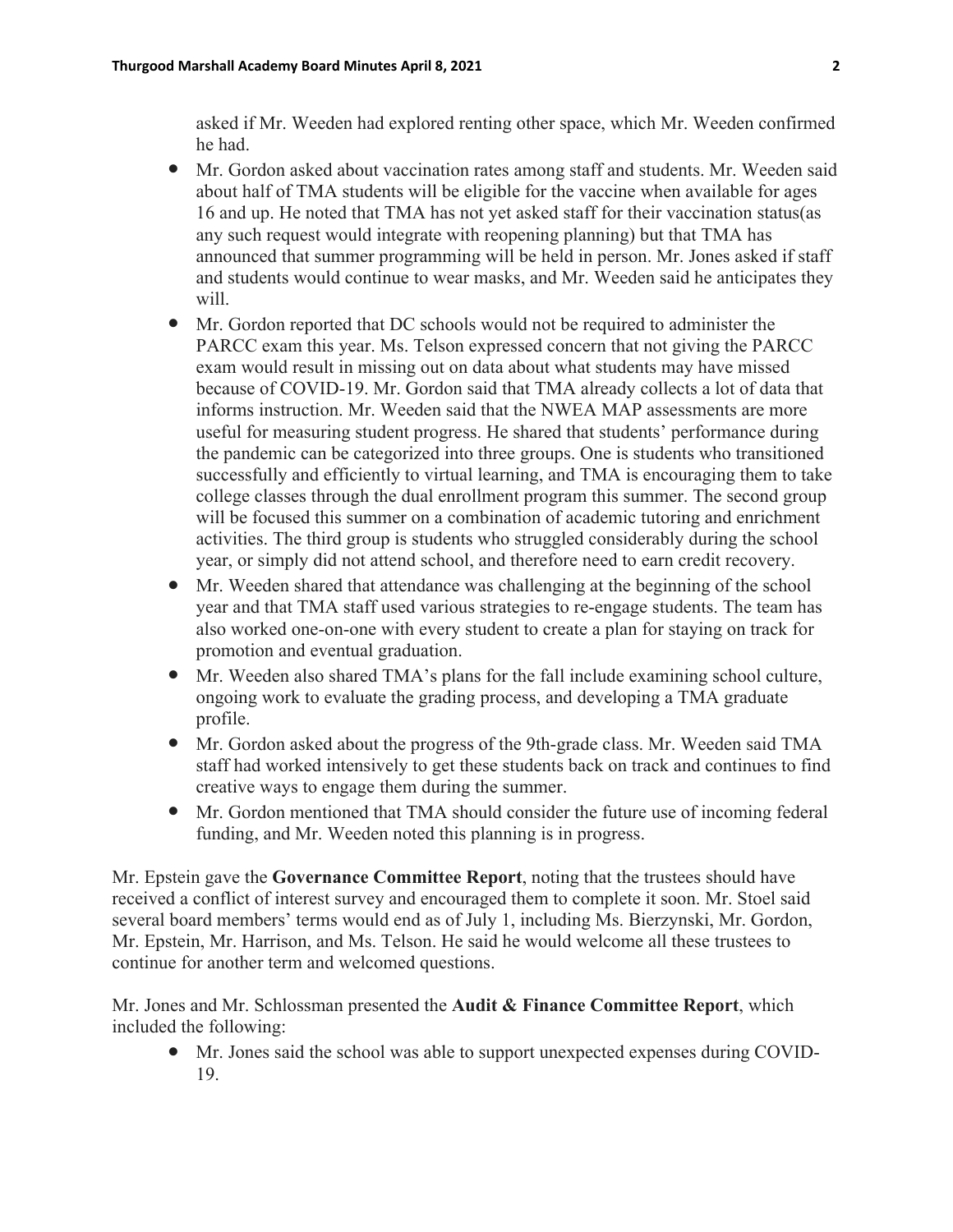asked if Mr. Weeden had explored renting other space, which Mr. Weeden confirmed he had.

- Mr. Gordon asked about vaccination rates among staff and students. Mr. Weeden said about half of TMA students will be eligible for the vaccine when available for ages 16 and up. He noted that TMA has not yet asked staff for their vaccination status(as any such request would integrate with reopening planning) but that TMA has announced that summer programming will be held in person. Mr. Jones asked if staff and students would continue to wear masks, and Mr. Weeden said he anticipates they will.
- Mr. Gordon reported that DC schools would not be required to administer the PARCC exam this year. Ms. Telson expressed concern that not giving the PARCC exam would result in missing out on data about what students may have missed because of COVID-19. Mr. Gordon said that TMA already collects a lot of data that informs instruction. Mr. Weeden said that the NWEA MAP assessments are more useful for measuring student progress. He shared that students' performance during the pandemic can be categorized into three groups. One is students who transitioned successfully and efficiently to virtual learning, and TMA is encouraging them to take college classes through the dual enrollment program this summer. The second group will be focused this summer on a combination of academic tutoring and enrichment activities. The third group is students who struggled considerably during the school year, or simply did not attend school, and therefore need to earn credit recovery.
- Mr. Weeden shared that attendance was challenging at the beginning of the school year and that TMA staff used various strategies to re-engage students. The team has also worked one-on-one with every student to create a plan for staying on track for promotion and eventual graduation.
- Mr. Weeden also shared TMA's plans for the fall include examining school culture, ongoing work to evaluate the grading process, and developing a TMA graduate profile.
- Mr. Gordon asked about the progress of the 9th-grade class. Mr. Weeden said TMA staff had worked intensively to get these students back on track and continues to find creative ways to engage them during the summer.
- Mr. Gordon mentioned that TMA should consider the future use of incoming federal funding, and Mr. Weeden noted this planning is in progress.

Mr. Epstein gave the **Governance Committee Report**, noting that the trustees should have received a conflict of interest survey and encouraged them to complete it soon. Mr. Stoel said several board members' terms would end as of July 1, including Ms. Bierzynski, Mr. Gordon, Mr. Epstein, Mr. Harrison, and Ms. Telson. He said he would welcome all these trustees to continue for another term and welcomed questions.

Mr. Jones and Mr. Schlossman presented the **Audit & Finance Committee Report**, which included the following:

- Mr. Jones said the school was able to support unexpected expenses during COVID-19.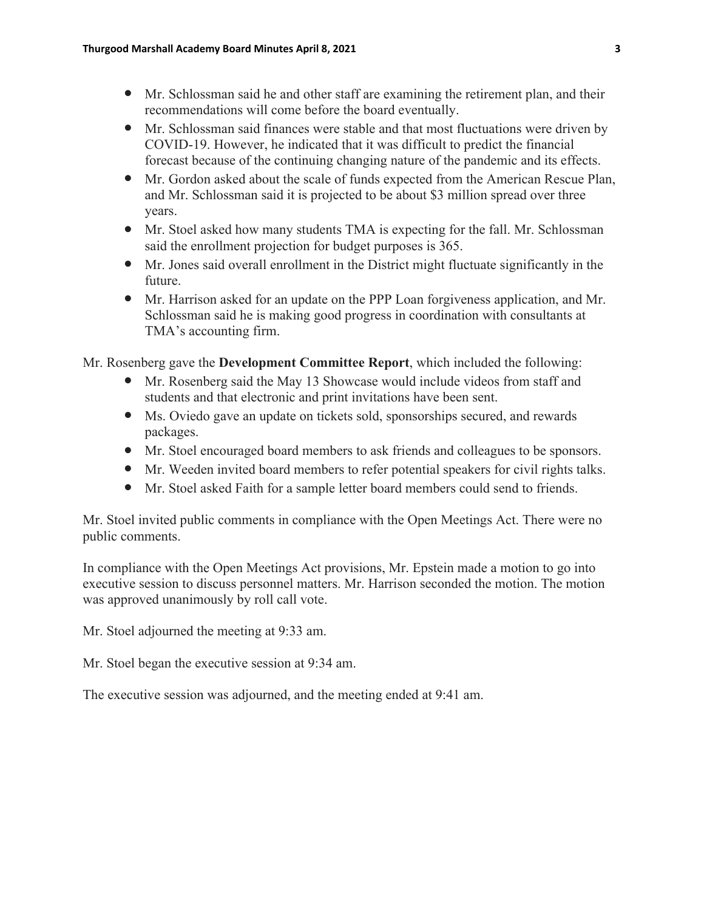- Mr. Schlossman said he and other staff are examining the retirement plan, and their recommendations will come before the board eventually.
- Mr. Schlossman said finances were stable and that most fluctuations were driven by COVID-19. However, he indicated that it was difficult to predict the financial forecast because of the continuing changing nature of the pandemic and its effects.
- Mr. Gordon asked about the scale of funds expected from the American Rescue Plan, and Mr. Schlossman said it is projected to be about $3 million spread over three years.
- Mr. Stoel asked how many students TMA is expecting for the fall. Mr. Schlossman said the enrollment projection for budget purposes is 365.
- Mr. Jones said overall enrollment in the District might fluctuate significantly in the future.
- Mr. Harrison asked for an update on the PPP Loan forgiveness application, and Mr. Schlossman said he is making good progress in coordination with consultants at TMA's accounting firm.

Mr. Rosenberg gave the **Development Committee Report**, which included the following:

- Mr. Rosenberg said the May 13 Showcase would include videos from staff and students and that electronic and print invitations have been sent.
- Ms. Oviedo gave an update on tickets sold, sponsorships secured, and rewards packages.
- Mr. Stoel encouraged board members to ask friends and colleagues to be sponsors.
- Mr. Weeden invited board members to refer potential speakers for civil rights talks.
- Mr. Stoel asked Faith for a sample letter board members could send to friends.

Mr. Stoel invited public comments in compliance with the Open Meetings Act. There were no public comments.

In compliance with the Open Meetings Act provisions, Mr. Epstein made a motion to go into executive session to discuss personnel matters. Mr. Harrison seconded the motion. The motion was approved unanimously by roll call vote.

Mr. Stoel adjourned the meeting at 9:33 am.

Mr. Stoel began the executive session at 9:34 am.

The executive session was adjourned, and the meeting ended at 9:41 am.